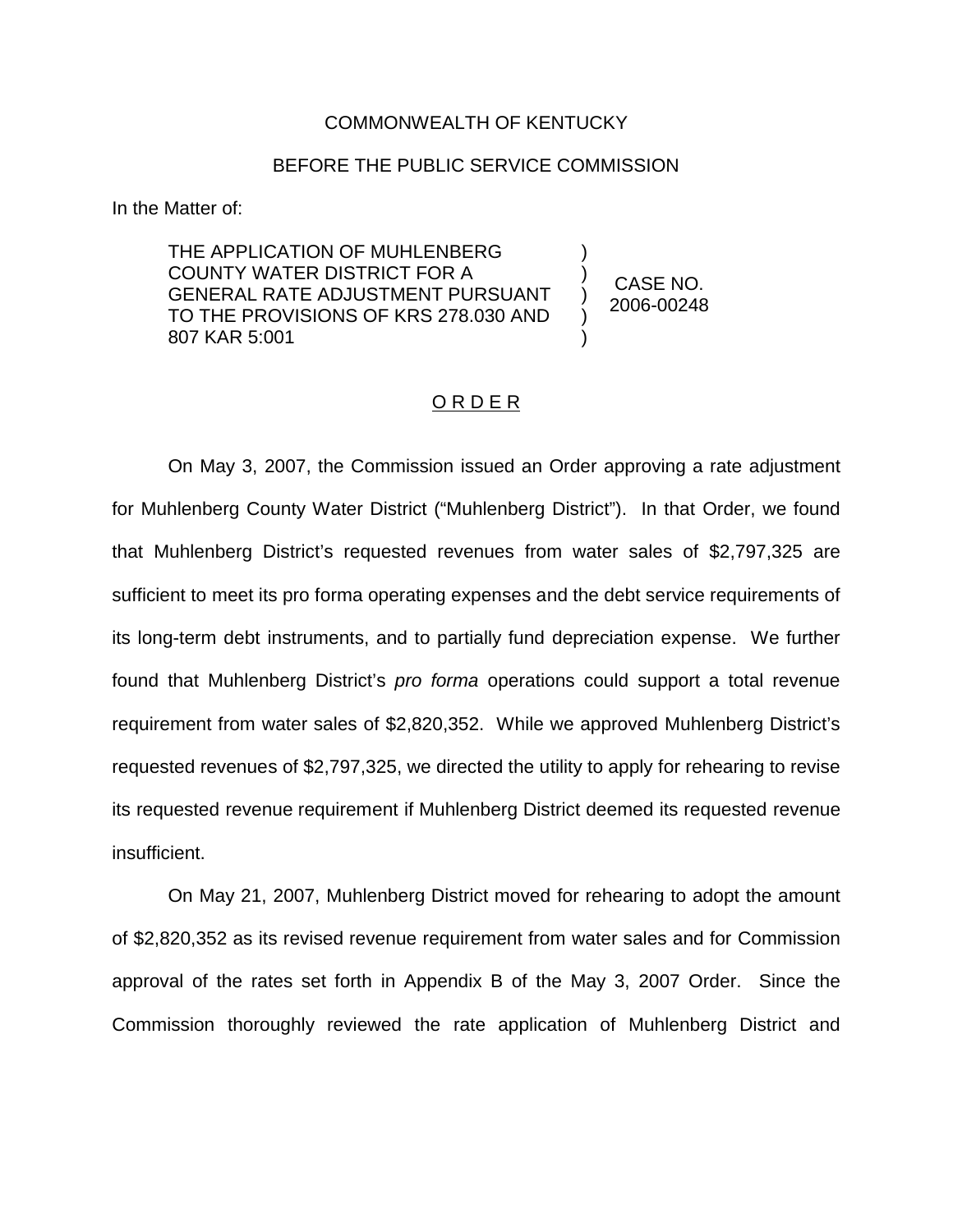COMMONWEALTH OF KENTUCKY

BEFORE THE PUBLIC SERVICE COMMISSION

In the Matter of:

| THE APPLICATION OF MUHLENBERG COUNTY WATER DISTRICT FOR A GENERAL RATE ADJUSTMENT PURSUANT TO THE PROVISIONS OF KRS 278.030 AND 807 KAR 5:001 | ) | CASE NO. 2006-00248 |
|---|---|---|

## O R D E R

On May 3, 2007, the Commission issued an Order approving a rate adjustment for Muhlenberg County Water District ("Muhlenberg District"). In that Order, we found that Muhlenberg District's requested revenues from water sales of $2,797,325 are sufficient to meet its pro forma operating expenses and the debt service requirements of its long-term debt instruments, and to partially fund depreciation expense. We further found that Muhlenberg District's *pro forma* operations could support a total revenue requirement from water sales of $2,820,352. While we approved Muhlenberg District's requested revenues of $2,797,325, we directed the utility to apply for rehearing to revise its requested revenue requirement if Muhlenberg District deemed its requested revenue insufficient.

On May 21, 2007, Muhlenberg District moved for rehearing to adopt the amount of $2,820,352 as its revised revenue requirement from water sales and for Commission approval of the rates set forth in Appendix B of the May 3, 2007 Order. Since the Commission thoroughly reviewed the rate application of Muhlenberg District and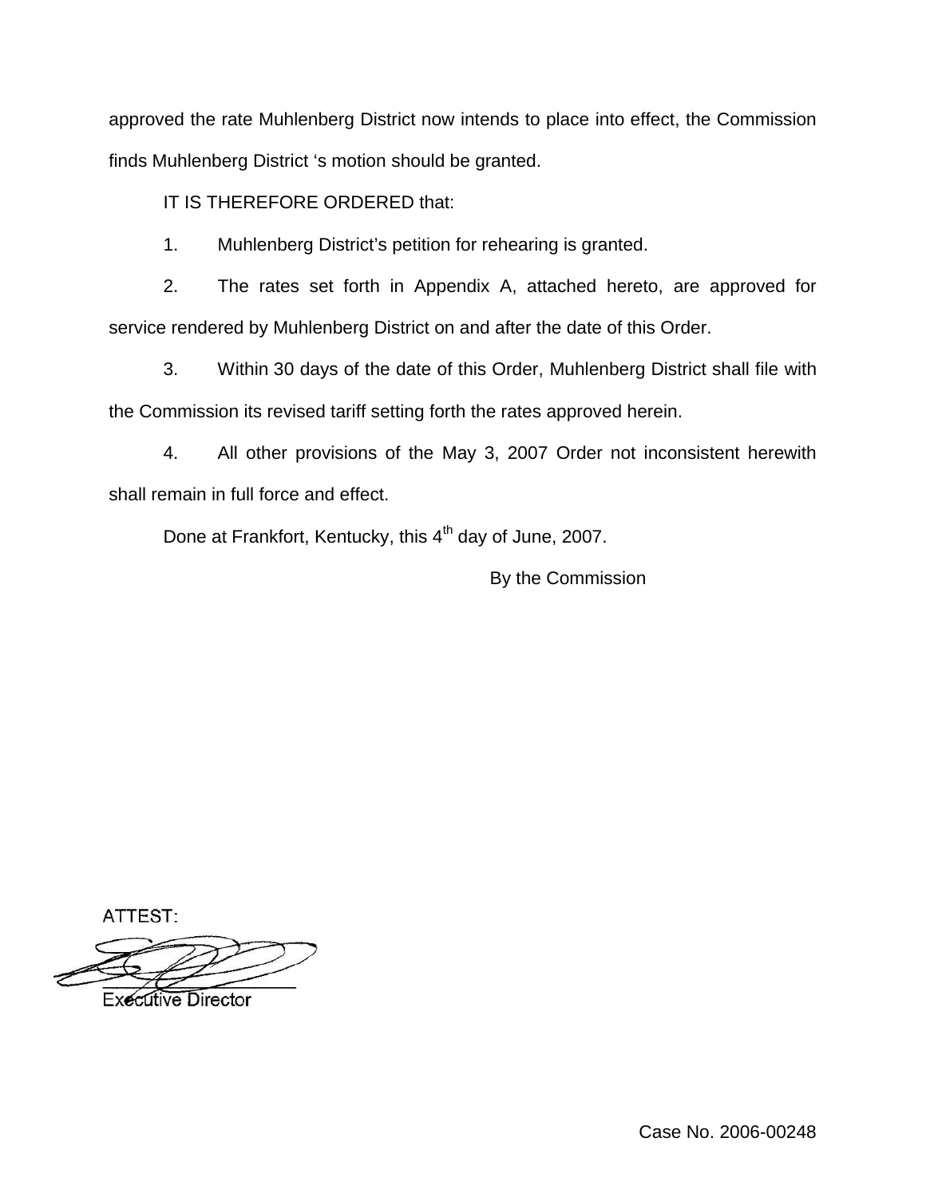approved the rate Muhlenberg District now intends to place into effect, the Commission finds Muhlenberg District 's motion should be granted.

IT IS THEREFORE ORDERED that:

1. Muhlenberg District's petition for rehearing is granted.

2. The rates set forth in Appendix A, attached hereto, are approved for service rendered by Muhlenberg District on and after the date of this Order.

3. Within 30 days of the date of this Order, Muhlenberg District shall file with the Commission its revised tariff setting forth the rates approved herein.

4. All other provisions of the May 3, 2007 Order not inconsistent herewith shall remain in full force and effect.

Done at Frankfort, Kentucky, this 4th day of June, 2007.

By the Commission

ATTEST:

Executive Director

Case No. 2006-00248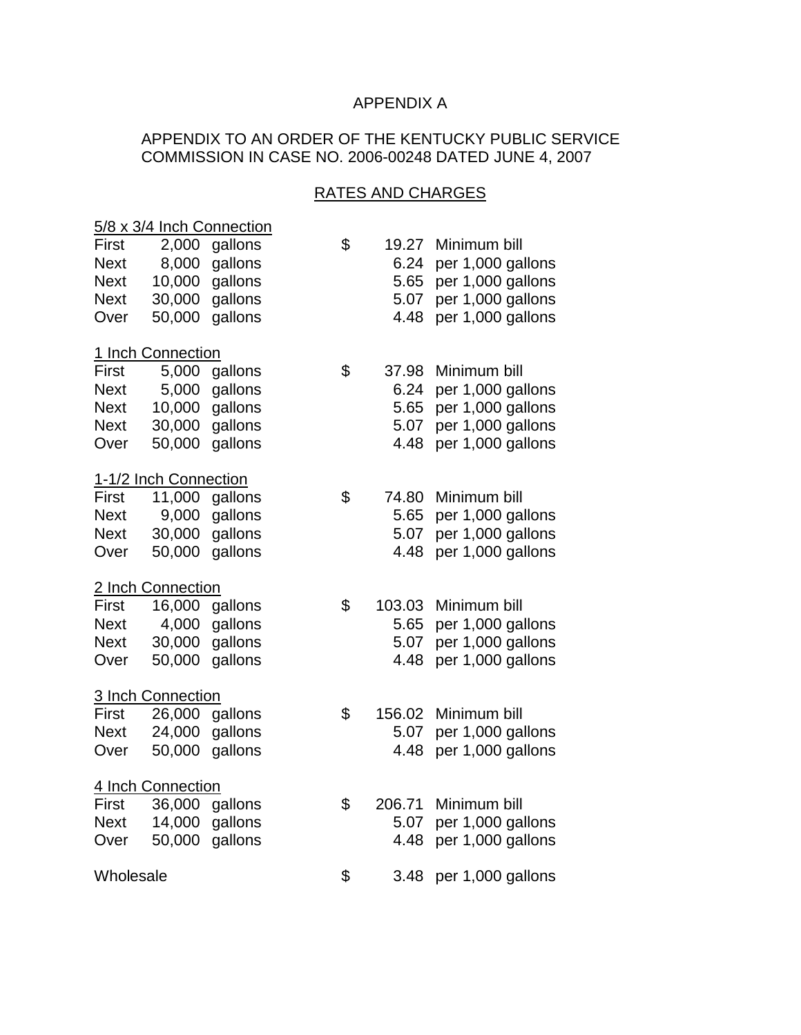APPENDIX A

APPENDIX TO AN ORDER OF THE KENTUCKY PUBLIC SERVICE COMMISSION IN CASE NO. 2006-00248 DATED JUNE 4, 2007

RATES AND CHARGES

5/8 x 3/4 Inch Connection

| | | | | | |
|---|---|---|---|---|---|
| First | 2,000 | gallons | $ | 19.27 | Minimum bill |
| Next | 8,000 | gallons | | 6.24 | per 1,000 gallons |
| Next | 10,000 | gallons | | 5.65 | per 1,000 gallons |
| Next | 30,000 | gallons | | 5.07 | per 1,000 gallons |
| Over | 50,000 | gallons | | 4.48 | per 1,000 gallons |

1 Inch Connection

| | | | | | |
|---|---|---|---|---|---|
| First | 5,000 | gallons | $ | 37.98 | Minimum bill |
| Next | 5,000 | gallons | | 6.24 | per 1,000 gallons |
| Next | 10,000 | gallons | | 5.65 | per 1,000 gallons |
| Next | 30,000 | gallons | | 5.07 | per 1,000 gallons |
| Over | 50,000 | gallons | | 4.48 | per 1,000 gallons |

1-1/2 Inch Connection

| | | | | | |
|---|---|---|---|---|---|
| First | 11,000 | gallons | $ | 74.80 | Minimum bill |
| Next | 9,000 | gallons | | 5.65 | per 1,000 gallons |
| Next | 30,000 | gallons | | 5.07 | per 1,000 gallons |
| Over | 50,000 | gallons | | 4.48 | per 1,000 gallons |

2 Inch Connection

| | | | | | |
|---|---|---|---|---|---|
| First | 16,000 | gallons | $ | 103.03 | Minimum bill |
| Next | 4,000 | gallons | | 5.65 | per 1,000 gallons |
| Next | 30,000 | gallons | | 5.07 | per 1,000 gallons |
| Over | 50,000 | gallons | | 4.48 | per 1,000 gallons |

3 Inch Connection

| | | | | | |
|---|---|---|---|---|---|
| First | 26,000 | gallons | $ | 156.02 | Minimum bill |
| Next | 24,000 | gallons | | 5.07 | per 1,000 gallons |
| Over | 50,000 | gallons | | 4.48 | per 1,000 gallons |

4 Inch Connection

| | | | | | |
|---|---|---|---|---|---|
| First | 36,000 | gallons | $ | 206.71 | Minimum bill |
| Next | 14,000 | gallons | | 5.07 | per 1,000 gallons |
| Over | 50,000 | gallons | | 4.48 | per 1,000 gallons |

| | | | |
|---|---|---|---|
| Wholesale | $ | 3.48 | per 1,000 gallons |